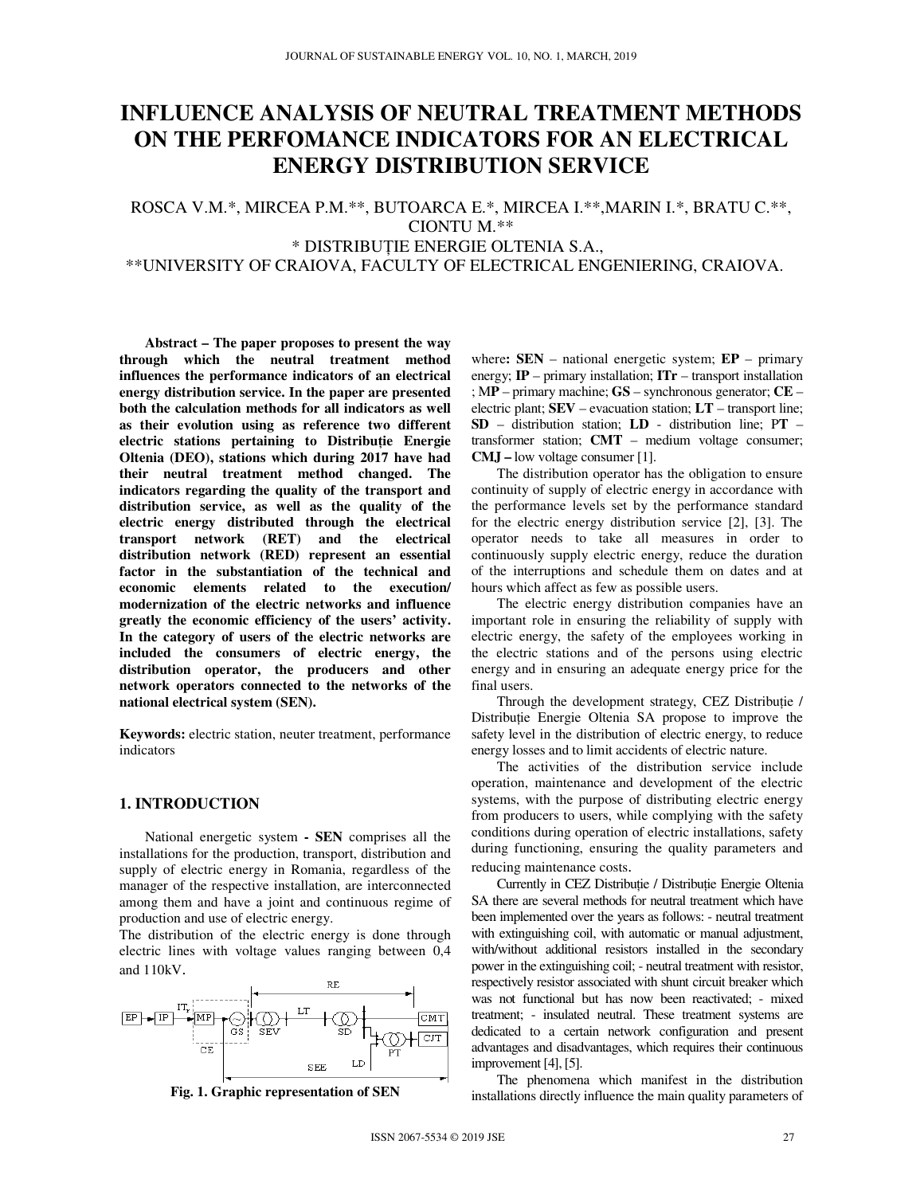# INFLUENCE ANALYSIS OF NEUTRAL TREATMENT METHODS ON THE PERFOMANCE INDICATORS FOR AN ELECTRICAL ENERGY DISTRIBUTION SERVICE

ROSCA V.M.*, MIRCEA P.M.**, BUTOARCA E.*, MIRCEA I.**, MARIN I.*, BRATU C.**, CIONTU M.**

\* DISTRIBUȚIE ENERGIE OLTENIA S.A.,

\*\*UNIVERSITY OF CRAIOVA, FACULTY OF ELECTRICAL ENGENIERING, CRAIOVA.

**Abstract – The paper proposes to present the way through which the neutral treatment method influences the performance indicators of an electrical energy distribution service. In the paper are presented both the calculation methods for all indicators as well as their evolution using as reference two different electric stations pertaining to Distribuție Energie Oltenia (DEO), stations which during 2017 have had their neutral treatment method changed. The indicators regarding the quality of the transport and distribution service, as well as the quality of the electric energy distributed through the electrical transport network (RET) and the electrical distribution network (RED) represent an essential factor in the substantiation of the technical and economic elements related to the execution/ modernization of the electric networks and influence greatly the economic efficiency of the users' activity. In the category of users of the electric networks are included the consumers of electric energy, the distribution operator, the producers and other network operators connected to the networks of the national electrical system (SEN).**

**Keywords:** electric station, neuter treatment, performance indicators

## 1. INTRODUCTION

National energetic system **- SEN** comprises all the installations for the production, transport, distribution and supply of electric energy in Romania, regardless of the manager of the respective installation, are interconnected among them and have a joint and continuous regime of production and use of electric energy.

The distribution of the electric energy is done through electric lines with voltage values ranging between 0,4 and 110kV.

**Fig. 1. Graphic representation of SEN**

where**: SEN** – national energetic system; **EP** – primary energy; **IP** – primary installation; **ITr** – transport installation ; **MP** – primary machine; **GS** – synchronous generator; **CE** – electric plant; **SEV** – evacuation station; **LT** – transport line; **SD** – distribution station; **LD** - distribution line; **PT** – transformer station; **CMT** – medium voltage consumer; **CMJ –** low voltage consumer [1].

The distribution operator has the obligation to ensure continuity of supply of electric energy in accordance with the performance levels set by the performance standard for the electric energy distribution service [2], [3]. The operator needs to take all measures in order to continuously supply electric energy, reduce the duration of the interruptions and schedule them on dates and at hours which affect as few as possible users.

The electric energy distribution companies have an important role in ensuring the reliability of supply with electric energy, the safety of the employees working in the electric stations and of the persons using electric energy and in ensuring an adequate energy price for the final users.

Through the development strategy, CEZ Distribuție / Distribuție Energie Oltenia SA propose to improve the safety level in the distribution of electric energy, to reduce energy losses and to limit accidents of electric nature.

The activities of the distribution service include operation, maintenance and development of the electric systems, with the purpose of distributing electric energy from producers to users, while complying with the safety conditions during operation of electric installations, safety during functioning, ensuring the quality parameters and reducing maintenance costs.

Currently in CEZ Distribuție / Distribuție Energie Oltenia SA there are several methods for neutral treatment which have been implemented over the years as follows: - neutral treatment with extinguishing coil, with automatic or manual adjustment, with/without additional resistors installed in the secondary power in the extinguishing coil; - neutral treatment with resistor, respectively resistor associated with shunt circuit breaker which was not functional but has now been reactivated; - mixed treatment; - insulated neutral. These treatment systems are dedicated to a certain network configuration and present advantages and disadvantages, which requires their continuous improvement [4], [5].

The phenomena which manifest in the distribution installations directly influence the main quality parameters of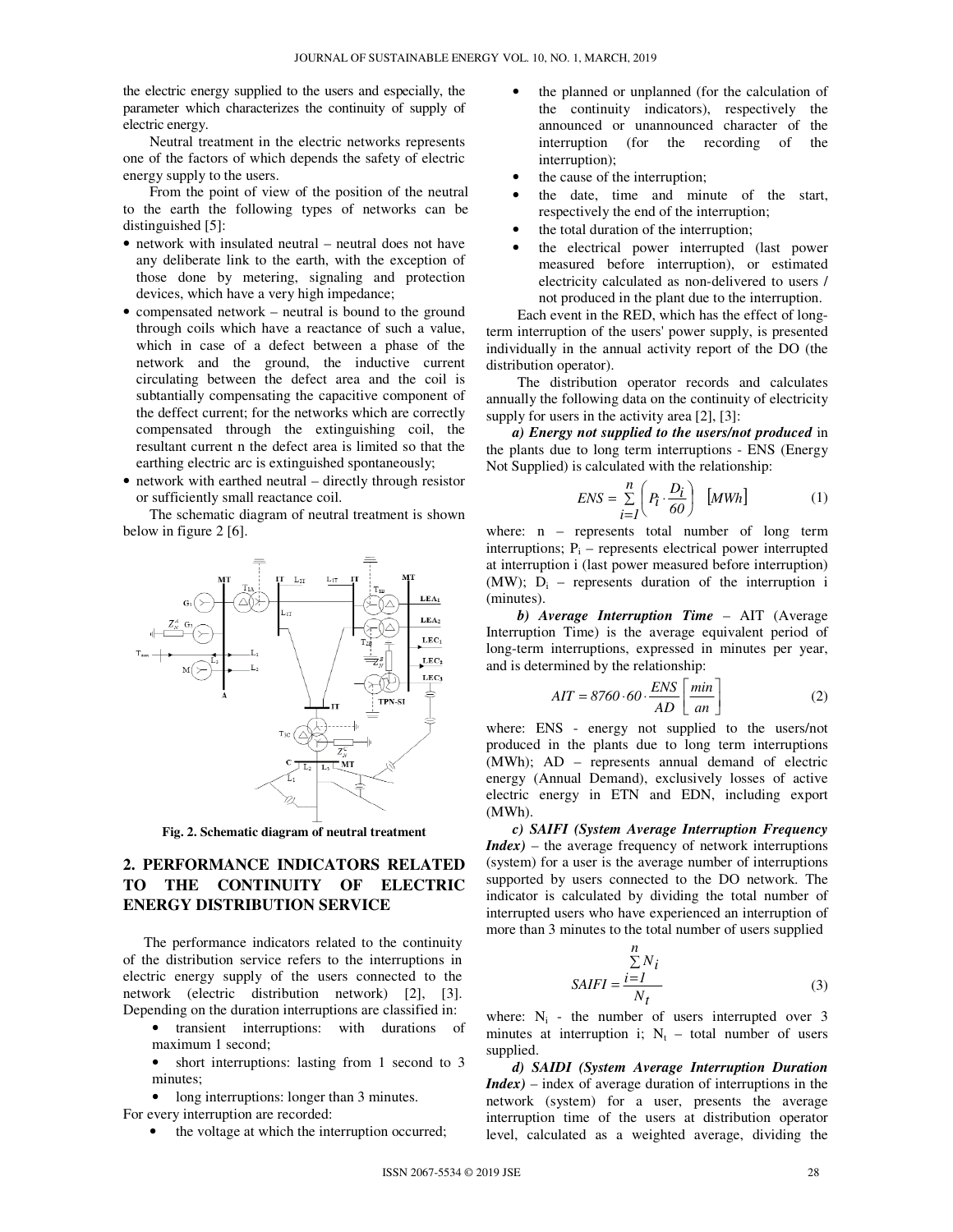the electric energy supplied to the users and especially, the parameter which characterizes the continuity of supply of electric energy.

Neutral treatment in the electric networks represents one of the factors of which depends the safety of electric energy supply to the users.

From the point of view of the position of the neutral to the earth the following types of networks can be distinguished [5]:

- network with insulated neutral – neutral does not have any deliberate link to the earth, with the exception of those done by metering, signaling and protection devices, which have a very high impedance;
- compensated network – neutral is bound to the ground through coils which have a reactance of such a value, which in case of a defect between a phase of the network and the ground, the inductive current circulating between the defect area and the coil is subtantially compensating the capacitive component of the deffect current; for the networks which are correctly compensated through the extinguishing coil, the resultant current n the defect area is limited so that the earthing electric arc is extinguished spontaneously;
- network with earthed neutral – directly through resistor or sufficiently small reactance coil.

The schematic diagram of neutral treatment is shown below in figure 2 [6].

**Fig. 2. Schematic diagram of neutral treatment**

## 2. PERFORMANCE INDICATORS RELATED TO THE CONTINUITY OF ELECTRIC ENERGY DISTRIBUTION SERVICE

The performance indicators related to the continuity of the distribution service refers to the interruptions in electric energy supply of the users connected to the network (electric distribution network) [2], [3]. Depending on the duration interruptions are classified in:

- transient interruptions: with durations of maximum 1 second;
- short interruptions: lasting from 1 second to 3 minutes;
- long interruptions: longer than 3 minutes.

For every interruption are recorded:

- the voltage at which the interruption occurred;
- the planned or unplanned (for the calculation of the continuity indicators), respectively the announced or unannounced character of the interruption (for the recording of the interruption);
- the cause of the interruption;
- the date, time and minute of the start, respectively the end of the interruption;
- the total duration of the interruption;
- the electrical power interrupted (last power measured before interruption), or estimated electricity calculated as non-delivered to users / not produced in the plant due to the interruption.

Each event in the RED, which has the effect of long-term interruption of the users' power supply, is presented individually in the annual activity report of the DO (the distribution operator).

The distribution operator records and calculates annually the following data on the continuity of electricity supply for users in the activity area [2], [3]:

***a) Energy not supplied to the users/not produced*** in the plants due to long term interruptions - ENS (Energy Not Supplied) is calculated with the relationship:

$$ENS = \sum_{i=1}^{n} \left( P_i \cdot \frac{D_i}{60} \right) \quad [MWh] \tag{1}$$

where: n – represents total number of long term interruptions; $P_i$ – represents electrical power interrupted at interruption i (last power measured before interruption) (MW); $D_i$ – represents duration of the interruption i (minutes).

***b) Average Interruption Time*** – AIT (Average Interruption Time) is the average equivalent period of long-term interruptions, expressed in minutes per year, and is determined by the relationship:

$$AIT = 8760 \cdot 60 \cdot \frac{ENS}{AD} \left[ \frac{min}{an} \right] \tag{2}$$

where: ENS - energy not supplied to the users/not produced in the plants due to long term interruptions (MWh); AD – represents annual demand of electric energy (Annual Demand), exclusively losses of active electric energy in ETN and EDN, including export (MWh).

***c) SAIFI (System Average Interruption Frequency Index)*** – the average frequency of network interruptions (system) for a user is the average number of interruptions supported by users connected to the DO network. The indicator is calculated by dividing the total number of interrupted users who have experienced an interruption of more than 3 minutes to the total number of users supplied

$$SAIFI = \frac{\sum_{i=1}^{n} N_i}{N_t} \tag{3}$$

where: $N_i$ - the number of users interrupted over 3 minutes at interruption i; $N_t$ – total number of users supplied.

***d) SAIDI (System Average Interruption Duration Index)*** – index of average duration of interruptions in the network (system) for a user, presents the average interruption time of the users at distribution operator level, calculated as a weighted average, dividing the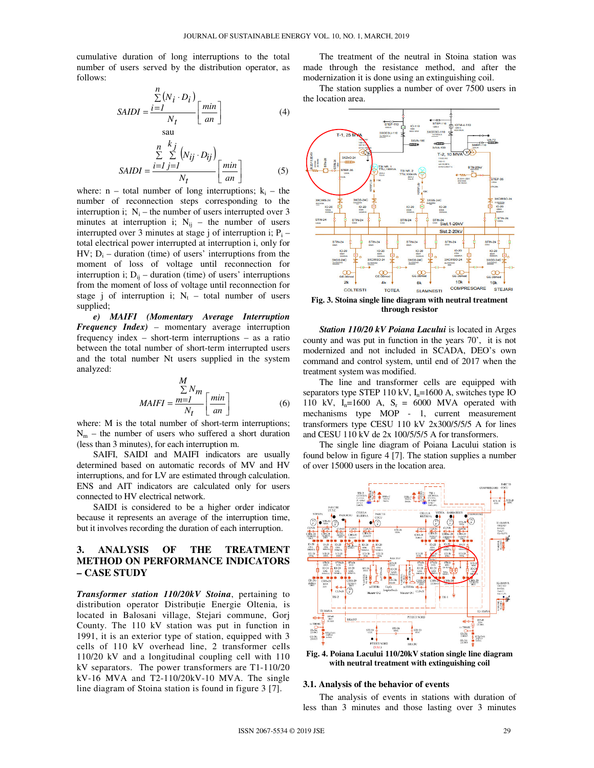cumulative duration of long interruptions to the total number of users served by the distribution operator, as follows:

$$SAIDI = \frac{\sum_{i=1}^{n}(N_i \cdot D_i)}{N_t}\left[\frac{min}{an}\right] \quad (4)$$

sau

$$SAIDI = \frac{\sum_{i=1}^{n}\sum_{j=1}^{k_j}(N_{ij} \cdot D_{ij})}{N_t}\left[\frac{min}{an}\right] \quad (5)$$

where: n – total number of long interruptions; $k_i$ – the number of reconnection steps corresponding to the interruption i; $N_i$ – the number of users interrupted over 3 minutes at interruption i; $N_{ij}$ – the number of users interrupted over 3 minutes at stage j of interruption i; $P_i$ – total electrical power interrupted at interruption i, only for HV; $D_i$ – duration (time) of users' interruptions from the moment of loss of voltage until reconnection for interruption i; $D_{ij}$ – duration (time) of users' interruptions from the moment of loss of voltage until reconnection for stage j of interruption i; $N_t$ – total number of users supplied;

***e) MAIFI (Momentary Average Interruption Frequency Index)*** – momentary average interruption frequency index – short-term interruptions – as a ratio between the total number of short-term interrupted users and the total number Nt users supplied in the system analyzed:

$$MAIFI = \frac{\sum_{m=1}^{M} N_m}{N_t}\left[\frac{min}{an}\right] \quad (6)$$

where: M is the total number of short-term interruptions; $N_m$ – the number of users who suffered a short duration (less than 3 minutes), for each interruption m.

SAIFI, SAIDI and MAIFI indicators are usually determined based on automatic records of MV and HV interruptions, and for LV are estimated through calculation. ENS and AIT indicators are calculated only for users connected to HV electrical network.

SAIDI is considered to be a higher order indicator because it represents an average of the interruption time, but it involves recording the duration of each interruption.

## 3. ANALYSIS OF THE TREATMENT METHOD ON PERFORMANCE INDICATORS – CASE STUDY

***Transformer station 110/20kV Stoina***, pertaining to distribution operator Distribuție Energie Oltenia, is located in Balosani village, Stejari commune, Gorj County. The 110 kV station was put in function in 1991, it is an exterior type of station, equipped with 3 cells of 110 kV overhead line, 2 transformer cells 110/20 kV and a longitudinal coupling cell with 110 kV separators. The power transformers are T1-110/20 kV-16 MVA and T2-110/20kV-10 MVA. The single line diagram of Stoina station is found in figure 3 [7].

The treatment of the neutral in Stoina station was made through the resistance method, and after the modernization it is done using an extinguishing coil.

The station supplies a number of over 7500 users in the location area.

**Fig. 3. Stoina single line diagram with neutral treatment through resistor**

***Station 110/20 kV Poiana Lacului*** is located in Arges county and was put in function in the years 70', it is not modernized and not included in SCADA, DEO's own command and control system, until end of 2017 when the treatment system was modified.

The line and transformer cells are equipped with separators type STEP 110 kV, $I_n$=1600 A, switches type IO 110 kV, $I_n$=1600 A, $S_r$ = 6000 MVA operated with mechanisms type MOP - 1, current measurement transformers type CESU 110 kV 2x300/5/5/5 A for lines and CESU 110 kV de 2x 100/5/5/5 A for transformers.

The single line diagram of Poiana Lacului station is found below in figure 4 [7]. The station supplies a number of over 15000 users in the location area.

**Fig. 4. Poiana Lacului 110/20kV station single line diagram with neutral treatment with extinguishing coil**

### 3.1. Analysis of the behavior of events

The analysis of events in stations with duration of less than 3 minutes and those lasting over 3 minutes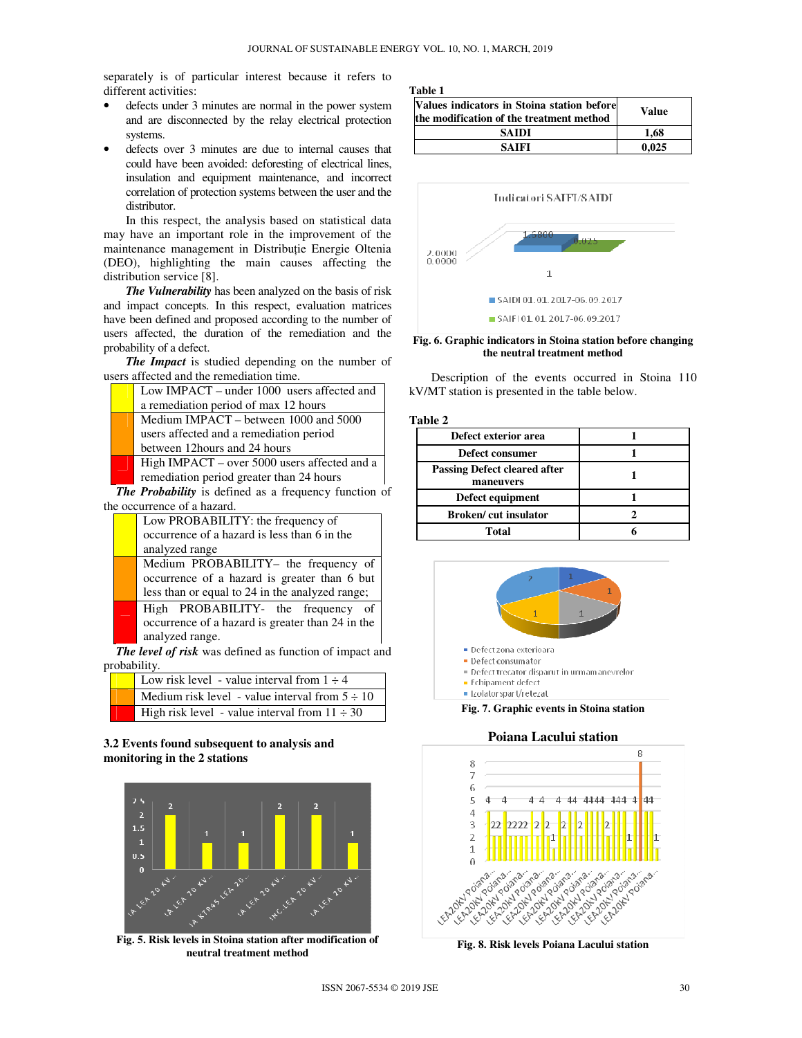separately is of particular interest because it refers to different activities:

- defects under 3 minutes are normal in the power system and are disconnected by the relay electrical protection systems.
- defects over 3 minutes are due to internal causes that could have been avoided: deforesting of electrical lines, insulation and equipment maintenance, and incorrect correlation of protection systems between the user and the distributor.

In this respect, the analysis based on statistical data may have an important role in the improvement of the maintenance management in Distribuție Energie Oltenia (DEO), highlighting the main causes affecting the distribution service [8].

***The Vulnerability*** has been analyzed on the basis of risk and impact concepts. In this respect, evaluation matrices have been defined and proposed according to the number of users affected, the duration of the remediation and the probability of a defect.

***The Impact*** is studied depending on the number of users affected and the remediation time.

| | |
|---|---|
| | Low IMPACT – under 1000 users affected and a remediation period of max 12 hours |
| | Medium IMPACT – between 1000 and 5000 users affected and a remediation period between 12hours and 24 hours |
| | High IMPACT – over 5000 users affected and a remediation period greater than 24 hours |

***The Probability*** is defined as a frequency function of the occurrence of a hazard.

| | |
|---|---|
| | Low PROBABILITY: the frequency of occurrence of a hazard is less than 6 in the analyzed range |
| | Medium PROBABILITY– the frequency of occurrence of a hazard is greater than 6 but less than or equal to 24 in the analyzed range; |
| | High PROBABILITY- the frequency of occurrence of a hazard is greater than 24 in the analyzed range. |

***The level of risk*** was defined as function of impact and probability.

| | |
|---|---|
| | Low risk level - value interval from 1 ÷ 4 |
| | Medium risk level - value interval from 5 ÷ 10 |
| | High risk level - value interval from 11 ÷ 30 |

### 3.2 Events found subsequent to analysis and monitoring in the 2 stations

**Fig. 5. Risk levels in Stoina station after modification of neutral treatment method**

**Table 1**

| Values indicators in Stoina station before the modification of the treatment method | Value |
|---|---|
| SAIDI | 1,68 |
| SAIFI | 0,025 |

**Fig. 6. Graphic indicators in Stoina station before changing the neutral treatment method**

Description of the events occurred in Stoina 110 kV/MT station is presented in the table below.

**Table 2**

| Defect exterior area | 1 |
|---|---|
| Defect consumer | 1 |
| Passing Defect cleared after maneuvers | 1 |
| Defect equipment | 1 |
| Broken/ cut insulator | 2 |
| Total | 6 |

**Fig. 7. Graphic events in Stoina station**

**Fig. 8. Risk levels Poiana Lacului station**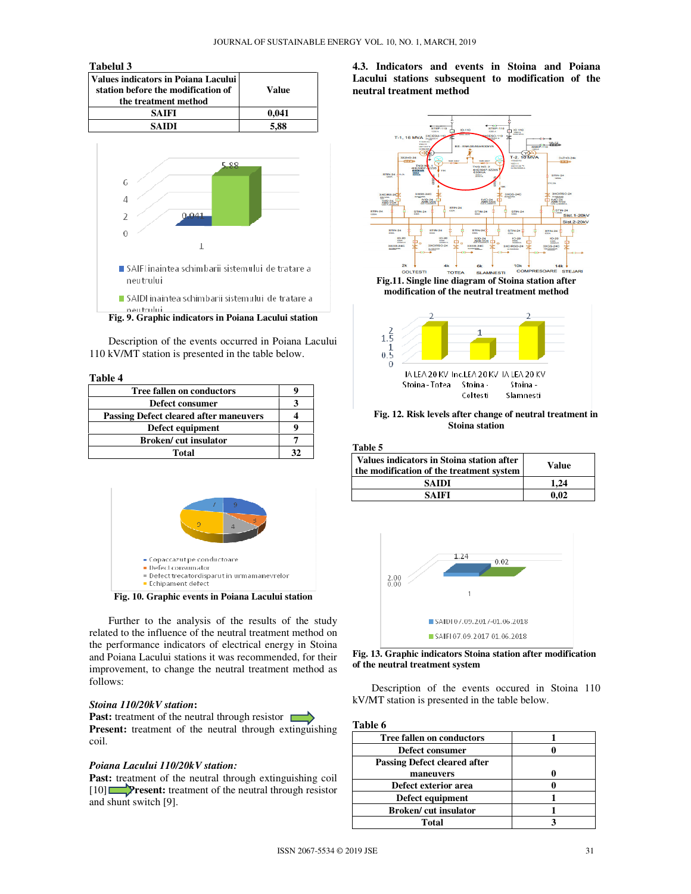**Tabelul 3**

| Values indicators in Poiana Lacului station before the modification of the treatment method | Value |
|---|---|
| SAIFI | 0,041 |
| SAIDI | 5,88 |

Fig. 9. Graphic indicators in Poiana Lacului station

Description of the events occurred in Poiana Lacului 110 kV/MT station is presented in the table below.

**Table 4**

| | |
|---|---|
| Tree fallen on conductors | 9 |
| Defect consumer | 3 |
| Passing Defect cleared after maneuvers | 4 |
| Defect equipment | 9 |
| Broken/ cut insulator | 7 |
| Total | 32 |

Fig. 10. Graphic events in Poiana Lacului station

Further to the analysis of the results of the study related to the influence of the neutral treatment method on the performance indicators of electrical energy in Stoina and Poiana Lacului stations it was recommended, for their improvement, to change the neutral treatment method as follows:

***Stoina 110/20kV station*:**

**Past:** treatment of the neutral through resistor ⇒ **Present:** treatment of the neutral through extinguishing coil.

***Poiana Lacului 110/20kV station:***

**Past:** treatment of the neutral through extinguishing coil [10] ⇒ **Present:** treatment of the neutral through resistor and shunt switch [9].

### 4.3. Indicators and events in Stoina and Poiana Lacului stations subsequent to modification of the neutral treatment method

Fig.11. Single line diagram of Stoina station after modification of the neutral treatment method

Fig. 12. Risk levels after change of neutral treatment in Stoina station

**Table 5**

| Values indicators in Stoina station after the modification of the treatment system | Value |
|---|---|
| SAIDI | 1,24 |
| SAIFI | 0,02 |

Fig. 13. Graphic indicators Stoina station after modification of the neutral treatment system

Description of the events occured in Stoina 110 kV/MT station is presented in the table below.

**Table 6**

| | |
|---|---|
| Tree fallen on conductors | 1 |
| Defect consumer | 0 |
| Passing Defect cleared after maneuvers | 0 |
| Defect exterior area | 0 |
| Defect equipment | 1 |
| Broken/ cut insulator | 1 |
| Total | 3 |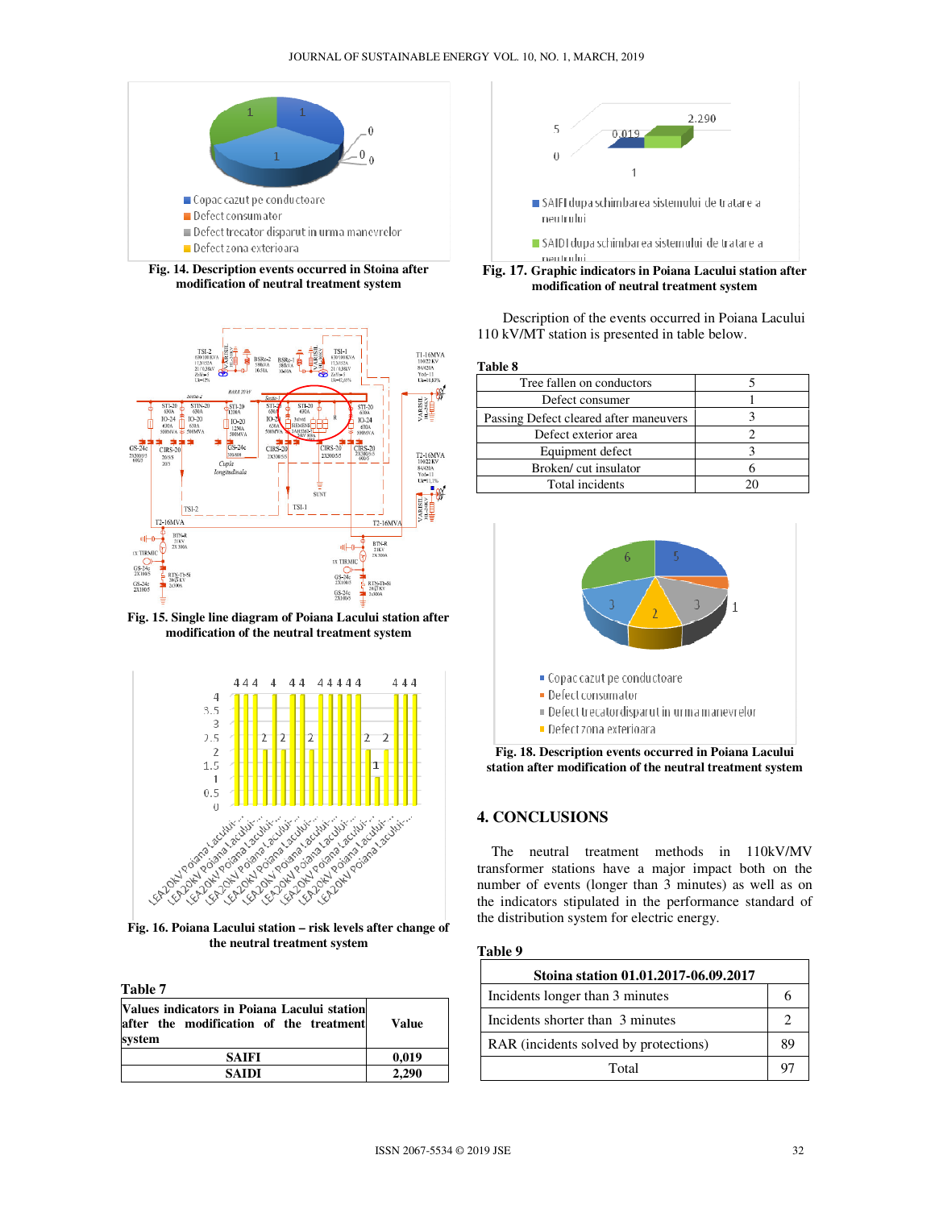Fig. 14. Description events occurred in Stoina after modification of neutral treatment system

Fig. 15. Single line diagram of Poiana Lacului station after modification of the neutral treatment system

Fig. 16. Poiana Lacului station – risk levels after change of the neutral treatment system

**Table 7**

| Values indicators in Poiana Lacului station after the modification of the treatment system | Value |
|---|---|
| SAIFI | 0,019 |
| SAIDI | 2,290 |

Fig. 17. Graphic indicators in Poiana Lacului station after modification of neutral treatment system

Description of the events occurred in Poiana Lacului 110 kV/MT station is presented in table below.

**Table 8**

| | |
|---|---|
| Tree fallen on conductors | 5 |
| Defect consumer | 1 |
| Passing Defect cleared after maneuvers | 3 |
| Defect exterior area | 2 |
| Equipment defect | 3 |
| Broken/ cut insulator | 6 |
| Total incidents | 20 |

Fig. 18. Description events occurred in Poiana Lacului station after modification of the neutral treatment system

## 4. CONCLUSIONS

The neutral treatment methods in 110kV/MV transformer stations have a major impact both on the number of events (longer than 3 minutes) as well as on the indicators stipulated in the performance standard of the distribution system for electric energy.

**Table 9**

| Stoina station 01.01.2017-06.09.2017 | |
|---|---|
| Incidents longer than 3 minutes | 6 |
| Incidents shorter than 3 minutes | 2 |
| RAR (incidents solved by protections) | 89 |
| Total | 97 |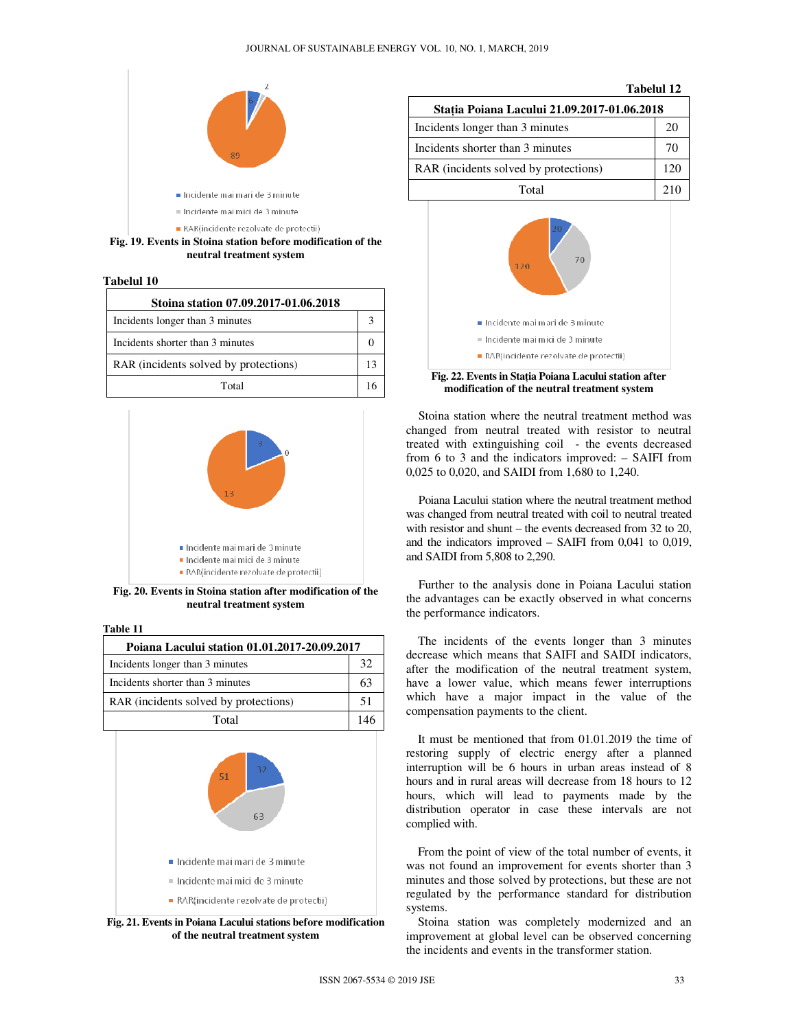Fig. 19. Events in Stoina station before modification of the neutral treatment system

Tabelul 10

| Stoina station 07.09.2017-01.06.2018 | |
|---|---|
| Incidents longer than 3 minutes | 3 |
| Incidents shorter than 3 minutes | 0 |
| RAR (incidents solved by protections) | 13 |
| Total | 16 |

Fig. 20. Events in Stoina station after modification of the neutral treatment system

Table 11

| Poiana Lacului station 01.01.2017-20.09.2017 | |
|---|---|
| Incidents longer than 3 minutes | 32 |
| Incidents shorter than 3 minutes | 63 |
| RAR (incidents solved by protections) | 51 |
| Total | 146 |

Fig. 21. Events in Poiana Lacului stations before modification of the neutral treatment system

Tabelul 12

| Stația Poiana Lacului 21.09.2017-01.06.2018 | |
|---|---|
| Incidents longer than 3 minutes | 20 |
| Incidents shorter than 3 minutes | 70 |
| RAR (incidents solved by protections) | 120 |
| Total | 210 |

Fig. 22. Events in Stația Poiana Lacului station after modification of the neutral treatment system

Stoina station where the neutral treatment method was changed from neutral treated with resistor to neutral treated with extinguishing coil - the events decreased from 6 to 3 and the indicators improved: – SAIFI from 0,025 to 0,020, and SAIDI from 1,680 to 1,240.

Poiana Lacului station where the neutral treatment method was changed from neutral treated with coil to neutral treated with resistor and shunt – the events decreased from 32 to 20, and the indicators improved – SAIFI from 0,041 to 0,019, and SAIDI from 5,808 to 2,290.

Further to the analysis done in Poiana Lacului station the advantages can be exactly observed in what concerns the performance indicators.

The incidents of the events longer than 3 minutes decrease which means that SAIFI and SAIDI indicators, after the modification of the neutral treatment system, have a lower value, which means fewer interruptions which have a major impact in the value of the compensation payments to the client.

It must be mentioned that from 01.01.2019 the time of restoring supply of electric energy after a planned interruption will be 6 hours in urban areas instead of 8 hours and in rural areas will decrease from 18 hours to 12 hours, which will lead to payments made by the distribution operator in case these intervals are not complied with.

From the point of view of the total number of events, it was not found an improvement for events shorter than 3 minutes and those solved by protections, but these are not regulated by the performance standard for distribution systems.

Stoina station was completely modernized and an improvement at global level can be observed concerning the incidents and events in the transformer station.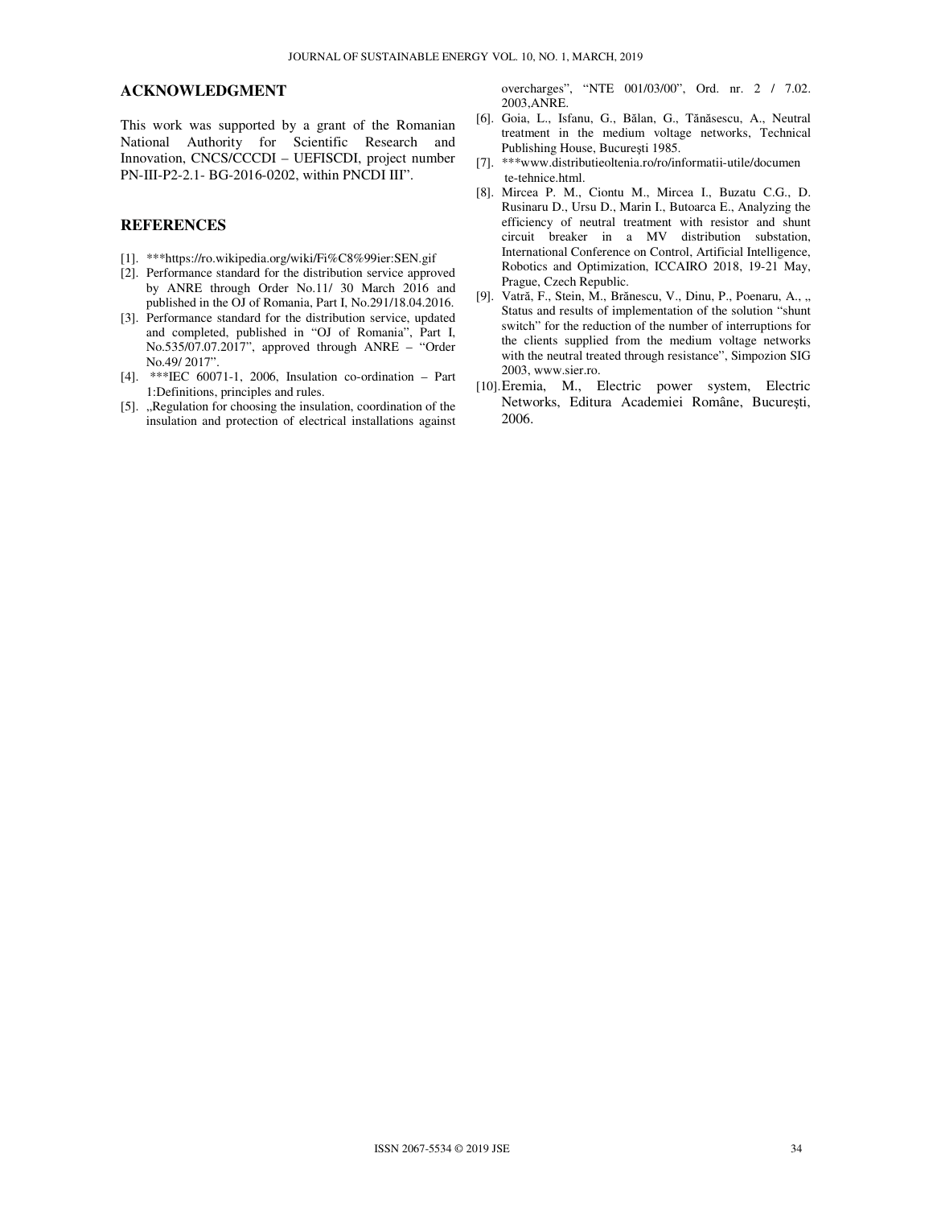## ACKNOWLEDGMENT

This work was supported by a grant of the Romanian National Authority for Scientific Research and Innovation, CNCS/CCCDI – UEFISCDI, project number PN-III-P2-2.1- BG-2016-0202, within PNCDI III".

## REFERENCES

[1]. ***https://ro.wikipedia.org/wiki/Fi%C8%99ier:SEN.gif

[2]. Performance standard for the distribution service approved by ANRE through Order No.11/ 30 March 2016 and published in the OJ of Romania, Part I, No.291/18.04.2016.

[3]. Performance standard for the distribution service, updated and completed, published in "OJ of Romania", Part I, No.535/07.07.2017", approved through ANRE – "Order No.49/ 2017".

[4]. ***IEC 60071-1, 2006, Insulation co-ordination – Part 1:Definitions, principles and rules.

[5]. „Regulation for choosing the insulation, coordination of the insulation and protection of electrical installations against overcharges", "NTE 001/03/00", Ord. nr. 2 / 7.02. 2003,ANRE.

[6]. Goia, L., Isfanu, G., Bălan, G., Tănăsescu, A., Neutral treatment in the medium voltage networks, Technical Publishing House, Bucureşti 1985.

[7]. ***www.distributieoltenia.ro/ro/informatii-utile/documente-tehnice.html.

[8]. Mircea P. M., Ciontu M., Mircea I., Buzatu C.G., D. Rusinaru D., Ursu D., Marin I., Butoarca E., Analyzing the efficiency of neutral treatment with resistor and shunt circuit breaker in a MV distribution substation, International Conference on Control, Artificial Intelligence, Robotics and Optimization, ICCAIRO 2018, 19-21 May, Prague, Czech Republic.

[9]. Vatră, F., Stein, M., Brănescu, V., Dinu, P., Poenaru, A., „ Status and results of implementation of the solution "shunt switch" for the reduction of the number of interruptions for the clients supplied from the medium voltage networks with the neutral treated through resistance", Simpozion SIG 2003, www.sier.ro.

[10]. Eremia, M., Electric power system, Electric Networks, Editura Academiei Române, Bucureşti, 2006.